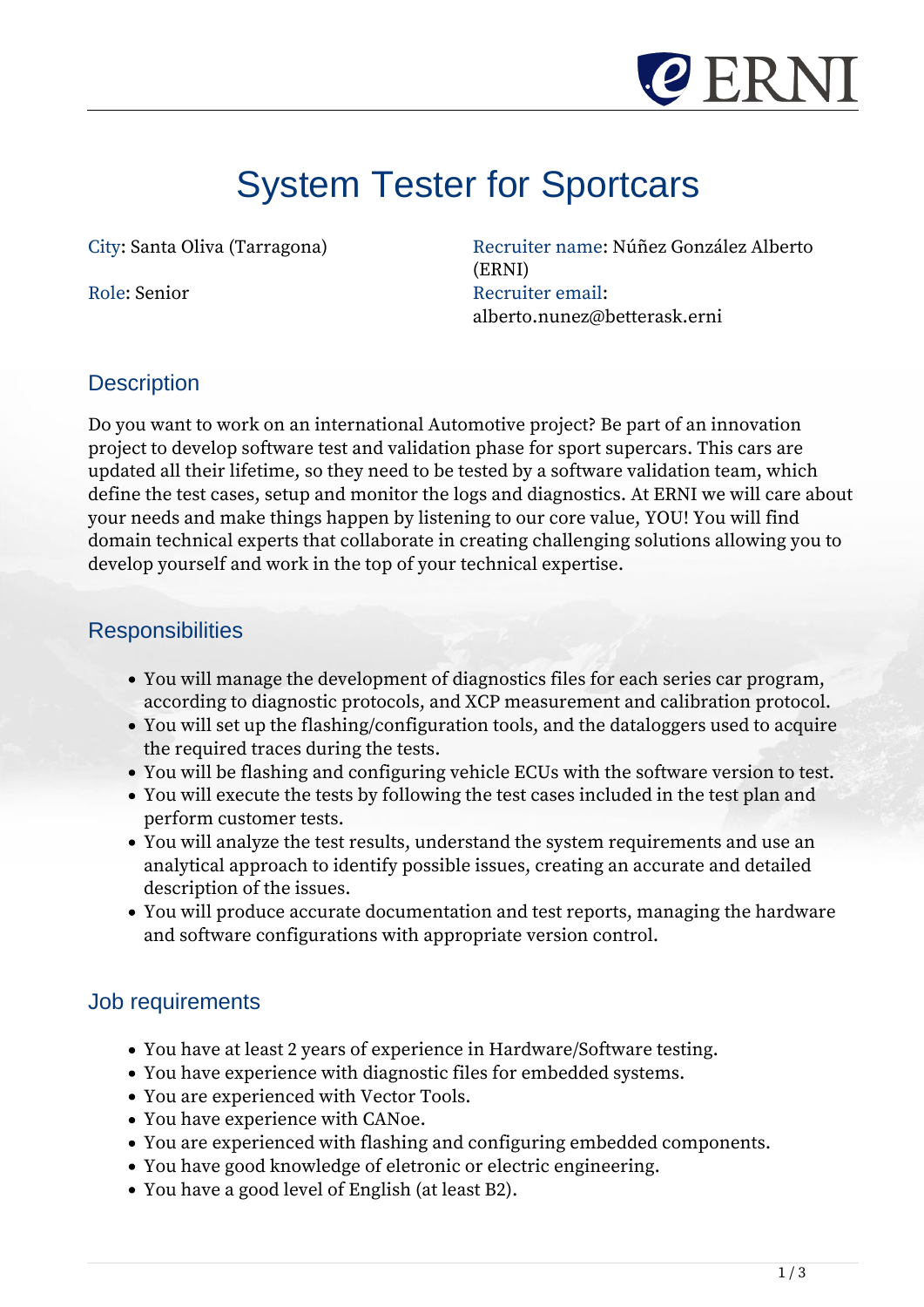# System Tester for Sportcars

City: Santa Oliva (Tarragona)

Role: Senior

Recruiter name: Núñez González Alberto (ERNI)

Recruiter email: alberto.nunez@betterask.erni

## Description

Do you want to work on an international Automotive project? Be part of an innovation project to develop software test and validation phase for sport supercars. This cars are updated all their lifetime, so they need to be tested by a software validation team, which define the test cases, setup and monitor the logs and diagnostics. At ERNI we will care about your needs and make things happen by listening to our core value, YOU! You will find domain technical experts that collaborate in creating challenging solutions allowing you to develop yourself and work in the top of your technical expertise.

## Responsibilities

- You will manage the development of diagnostics files for each series car program, according to diagnostic protocols, and XCP measurement and calibration protocol.
- You will set up the flashing/configuration tools, and the dataloggers used to acquire the required traces during the tests.
- You will be flashing and configuring vehicle ECUs with the software version to test.
- You will execute the tests by following the test cases included in the test plan and perform customer tests.
- You will analyze the test results, understand the system requirements and use an analytical approach to identify possible issues, creating an accurate and detailed description of the issues.
- You will produce accurate documentation and test reports, managing the hardware and software configurations with appropriate version control.

## Job requirements

- You have at least 2 years of experience in Hardware/Software testing.
- You have experience with diagnostic files for embedded systems.
- You are experienced with Vector Tools.
- You have experience with CANoe.
- You are experienced with flashing and configuring embedded components.
- You have good knowledge of eletronic or electric engineering.
- You have a good level of English (at least B2).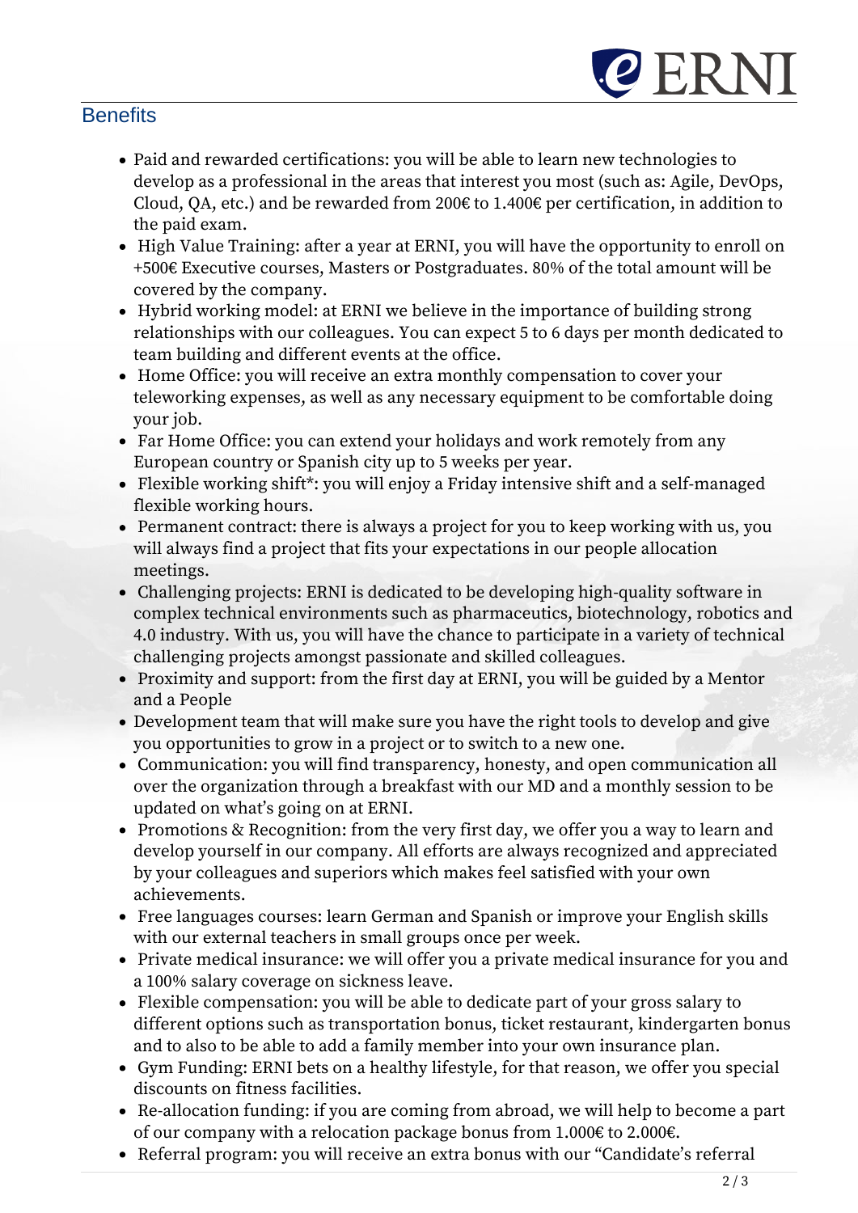## Benefits

- Paid and rewarded certifications: you will be able to learn new technologies to develop as a professional in the areas that interest you most (such as: Agile, DevOps, Cloud, QA, etc.) and be rewarded from 200€ to 1.400€ per certification, in addition to the paid exam.
- High Value Training: after a year at ERNI, you will have the opportunity to enroll on +500€ Executive courses, Masters or Postgraduates. 80% of the total amount will be covered by the company.
- Hybrid working model: at ERNI we believe in the importance of building strong relationships with our colleagues. You can expect 5 to 6 days per month dedicated to team building and different events at the office.
- Home Office: you will receive an extra monthly compensation to cover your teleworking expenses, as well as any necessary equipment to be comfortable doing your job.
- Far Home Office: you can extend your holidays and work remotely from any European country or Spanish city up to 5 weeks per year.
- Flexible working shift*: you will enjoy a Friday intensive shift and a self-managed flexible working hours.
- Permanent contract: there is always a project for you to keep working with us, you will always find a project that fits your expectations in our people allocation meetings.
- Challenging projects: ERNI is dedicated to be developing high-quality software in complex technical environments such as pharmaceutics, biotechnology, robotics and 4.0 industry. With us, you will have the chance to participate in a variety of technical challenging projects amongst passionate and skilled colleagues.
- Proximity and support: from the first day at ERNI, you will be guided by a Mentor and a People
- Development team that will make sure you have the right tools to develop and give you opportunities to grow in a project or to switch to a new one.
- Communication: you will find transparency, honesty, and open communication all over the organization through a breakfast with our MD and a monthly session to be updated on what's going on at ERNI.
- Promotions & Recognition: from the very first day, we offer you a way to learn and develop yourself in our company. All efforts are always recognized and appreciated by your colleagues and superiors which makes feel satisfied with your own achievements.
- Free languages courses: learn German and Spanish or improve your English skills with our external teachers in small groups once per week.
- Private medical insurance: we will offer you a private medical insurance for you and a 100% salary coverage on sickness leave.
- Flexible compensation: you will be able to dedicate part of your gross salary to different options such as transportation bonus, ticket restaurant, kindergarten bonus and to also to be able to add a family member into your own insurance plan.
- Gym Funding: ERNI bets on a healthy lifestyle, for that reason, we offer you special discounts on fitness facilities.
- Re-allocation funding: if you are coming from abroad, we will help to become a part of our company with a relocation package bonus from 1.000€ to 2.000€.
- Referral program: you will receive an extra bonus with our "Candidate's referral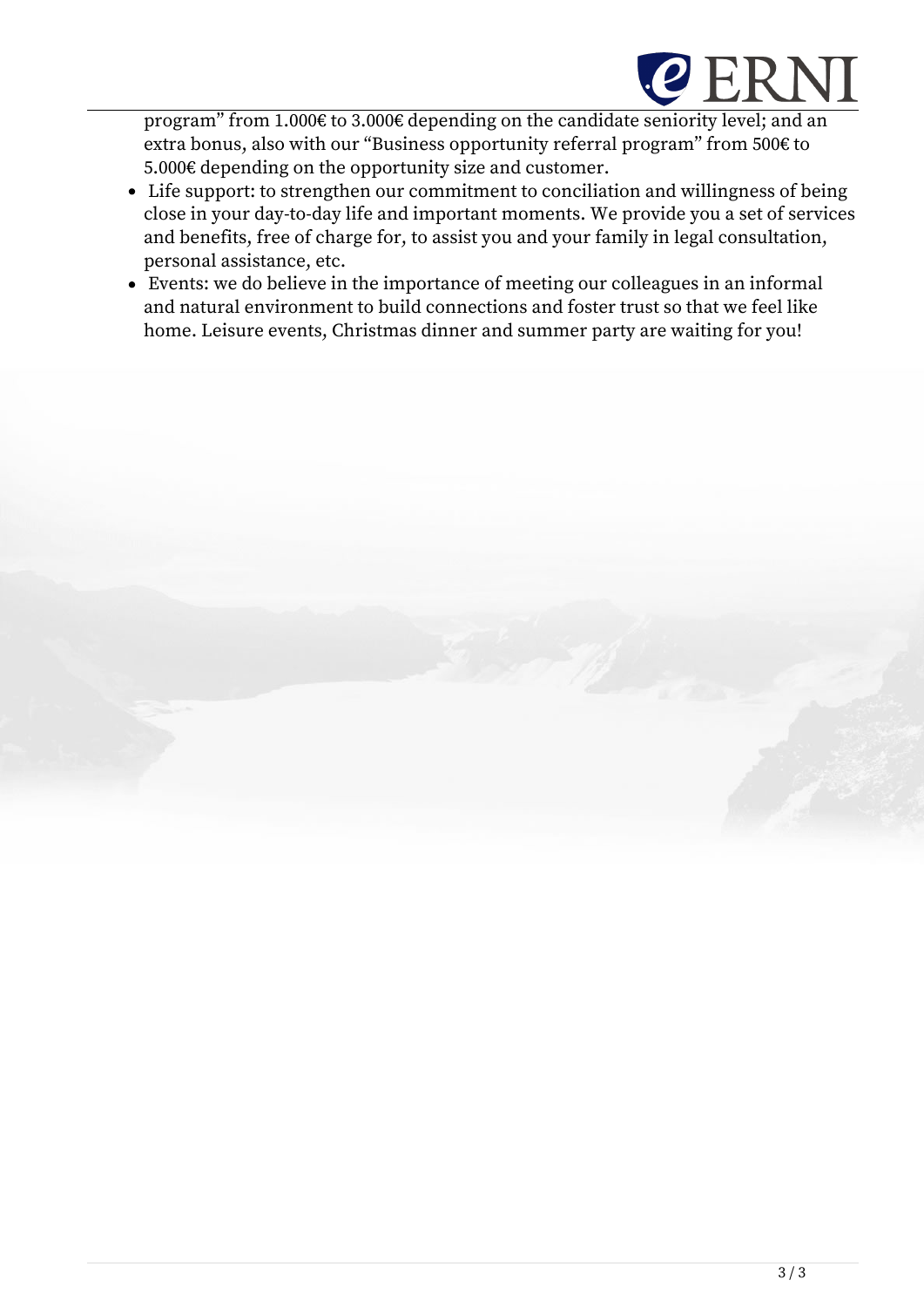program" from 1.000€ to 3.000€ depending on the candidate seniority level; and an extra bonus, also with our "Business opportunity referral program" from 500€ to 5.000€ depending on the opportunity size and customer.

- Life support: to strengthen our commitment to conciliation and willingness of being close in your day-to-day life and important moments. We provide you a set of services and benefits, free of charge for, to assist you and your family in legal consultation, personal assistance, etc.
- Events: we do believe in the importance of meeting our colleagues in an informal and natural environment to build connections and foster trust so that we feel like home. Leisure events, Christmas dinner and summer party are waiting for you!